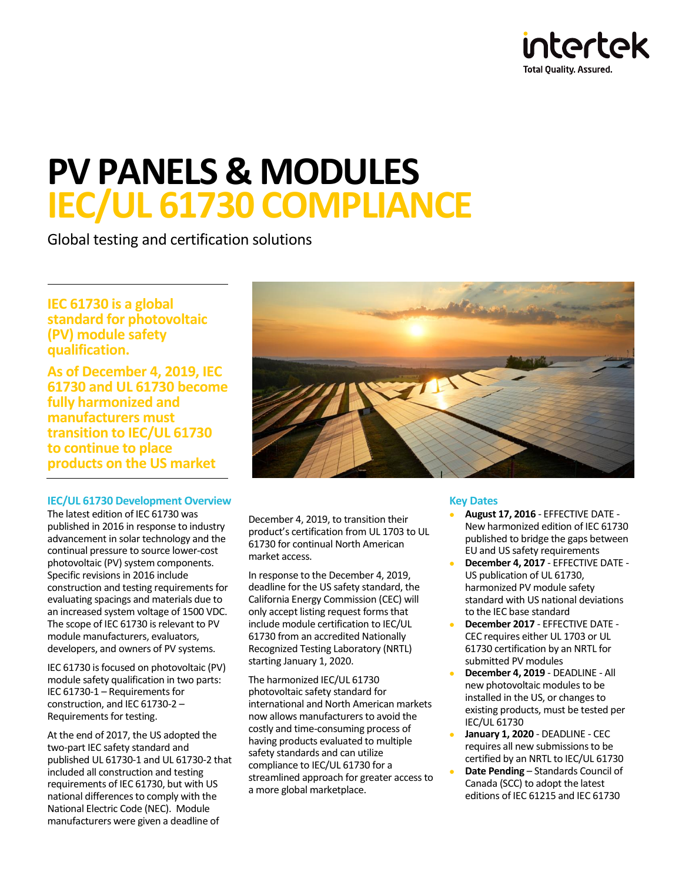# PV PANELS & MODULES
# IEC/UL 61730 COMPLIANCE

Global testing and certification solutions

**IEC 61730 is a global standard for photovoltaic (PV) module safety qualification.**

**As of December 4, 2019, IEC 61730 and UL 61730 become fully harmonized and manufacturers must transition to IEC/UL 61730 to continue to place products on the US market**

### IEC/UL 61730 Development Overview

The latest edition of IEC 61730 was published in 2016 in response to industry advancement in solar technology and the continual pressure to source lower-cost photovoltaic (PV) system components. Specific revisions in 2016 include construction and testing requirements for evaluating spacings and materials due to an increased system voltage of 1500 VDC. The scope of IEC 61730 is relevant to PV module manufacturers, evaluators, developers, and owners of PV systems.

IEC 61730 is focused on photovoltaic (PV) module safety qualification in two parts: IEC 61730-1 – Requirements for construction, and IEC 61730-2 – Requirements for testing.

At the end of 2017, the US adopted the two-part IEC safety standard and published UL 61730-1 and UL 61730-2 that included all construction and testing requirements of IEC 61730, but with US national differences to comply with the National Electric Code (NEC). Module manufacturers were given a deadline of December 4, 2019, to transition their product's certification from UL 1703 to UL 61730 for continual North American market access.

In response to the December 4, 2019, deadline for the US safety standard, the California Energy Commission (CEC) will only accept listing request forms that include module certification to IEC/UL 61730 from an accredited Nationally Recognized Testing Laboratory (NRTL) starting January 1, 2020.

The harmonized IEC/UL 61730 photovoltaic safety standard for international and North American markets now allows manufacturers to avoid the costly and time-consuming process of having products evaluated to multiple safety standards and can utilize compliance to IEC/UL 61730 for a streamlined approach for greater access to a more global marketplace.

### Key Dates

- **August 17, 2016** - EFFECTIVE DATE - New harmonized edition of IEC 61730 published to bridge the gaps between EU and US safety requirements
- **December 4, 2017** - EFFECTIVE DATE - US publication of UL 61730, harmonized PV module safety standard with US national deviations to the IEC base standard
- **December 2017** - EFFECTIVE DATE - CEC requires either UL 1703 or UL 61730 certification by an NRTL for submitted PV modules
- **December 4, 2019** - DEADLINE - All new photovoltaic modules to be installed in the US, or changes to existing products, must be tested per IEC/UL 61730
- **January 1, 2020** - DEADLINE - CEC requires all new submissions to be certified by an NRTL to IEC/UL 61730
- **Date Pending** – Standards Council of Canada (SCC) to adopt the latest editions of IEC 61215 and IEC 61730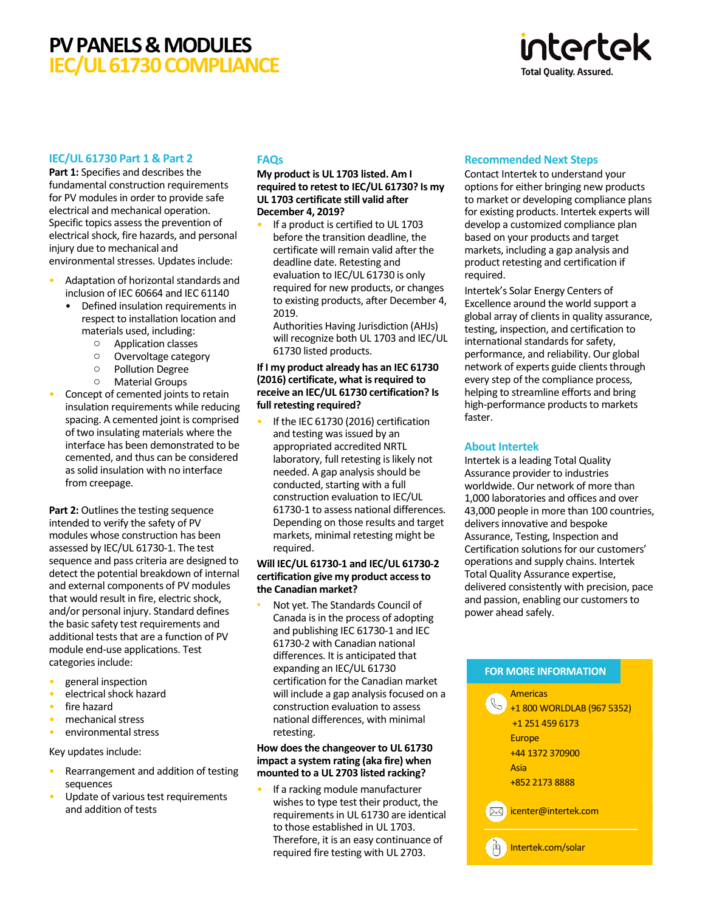# PV PANELS & MODULES
# IEC/UL 61730 COMPLIANCE

intertek
Total Quality. Assured.

## IEC/UL 61730 Part 1 & Part 2

**Part 1:** Specifies and describes the fundamental construction requirements for PV modules in order to provide safe electrical and mechanical operation. Specific topics assess the prevention of electrical shock, fire hazards, and personal injury due to mechanical and environmental stresses. Updates include:

- Adaptation of horizontal standards and inclusion of IEC 60664 and IEC 61140
  - Defined insulation requirements in respect to installation location and materials used, including:
    - Application classes
    - Overvoltage category
    - Pollution Degree
    - Material Groups
- Concept of cemented joints to retain insulation requirements while reducing spacing. A cemented joint is comprised of two insulating materials where the interface has been demonstrated to be cemented, and thus can be considered as solid insulation with no interface from creepage.

**Part 2:** Outlines the testing sequence intended to verify the safety of PV modules whose construction has been assessed by IEC/UL 61730-1. The test sequence and pass criteria are designed to detect the potential breakdown of internal and external components of PV modules that would result in fire, electric shock, and/or personal injury. Standard defines the basic safety test requirements and additional tests that are a function of PV module end-use applications. Test categories include:

- general inspection
- electrical shock hazard
- fire hazard
- mechanical stress
- environmental stress

Key updates include:

- Rearrangement and addition of testing sequences
- Update of various test requirements and addition of tests

## FAQs

**My product is UL 1703 listed. Am I required to retest to IEC/UL 61730? Is my UL 1703 certificate still valid after December 4, 2019?**

- If a product is certified to UL 1703 before the transition deadline, the certificate will remain valid after the deadline date. Retesting and evaluation to IEC/UL 61730 is only required for new products, or changes to existing products, after December 4, 2019.

  Authorities Having Jurisdiction (AHJs) will recognize both UL 1703 and IEC/UL 61730 listed products.

**If I my product already has an IEC 61730 (2016) certificate, what is required to receive an IEC/UL 61730 certification? Is full retesting required?**

- If the IEC 61730 (2016) certification and testing was issued by an appropriated accredited NRTL laboratory, full retesting is likely not needed. A gap analysis should be conducted, starting with a full construction evaluation to IEC/UL 61730-1 to assess national differences. Depending on those results and target markets, minimal retesting might be required.

**Will IEC/UL 61730-1 and IEC/UL 61730-2 certification give my product access to the Canadian market?**

- Not yet. The Standards Council of Canada is in the process of adopting and publishing IEC 61730-1 and IEC 61730-2 with Canadian national differences. It is anticipated that expanding an IEC/UL 61730 certification for the Canadian market will include a gap analysis focused on a construction evaluation to assess national differences, with minimal retesting.

**How does the changeover to UL 61730 impact a system rating (aka fire) when mounted to a UL 2703 listed racking?**

- If a racking module manufacturer wishes to type test their product, the requirements in UL 61730 are identical to those established in UL 1703. Therefore, it is an easy continuance of required fire testing with UL 2703.

## Recommended Next Steps

Contact Intertek to understand your options for either bringing new products to market or developing compliance plans for existing products. Intertek experts will develop a customized compliance plan based on your products and target markets, including a gap analysis and product retesting and certification if required.

Intertek's Solar Energy Centers of Excellence around the world support a global array of clients in quality assurance, testing, inspection, and certification to international standards for safety, performance, and reliability. Our global network of experts guide clients through every step of the compliance process, helping to streamline efforts and bring high-performance products to markets faster.

## About Intertek

Intertek is a leading Total Quality Assurance provider to industries worldwide. Our network of more than 1,000 laboratories and offices and over 43,000 people in more than 100 countries, delivers innovative and bespoke Assurance, Testing, Inspection and Certification solutions for our customers' operations and supply chains. Intertek Total Quality Assurance expertise, delivered consistently with precision, pace and passion, enabling our customers to power ahead safely.

### FOR MORE INFORMATION

Americas
+1 800 WORLDLAB (967 5352)
+1 251 459 6173
Europe
+44 1372 370900
Asia
+852 2173 8888

icenter@intertek.com

Intertek.com/solar